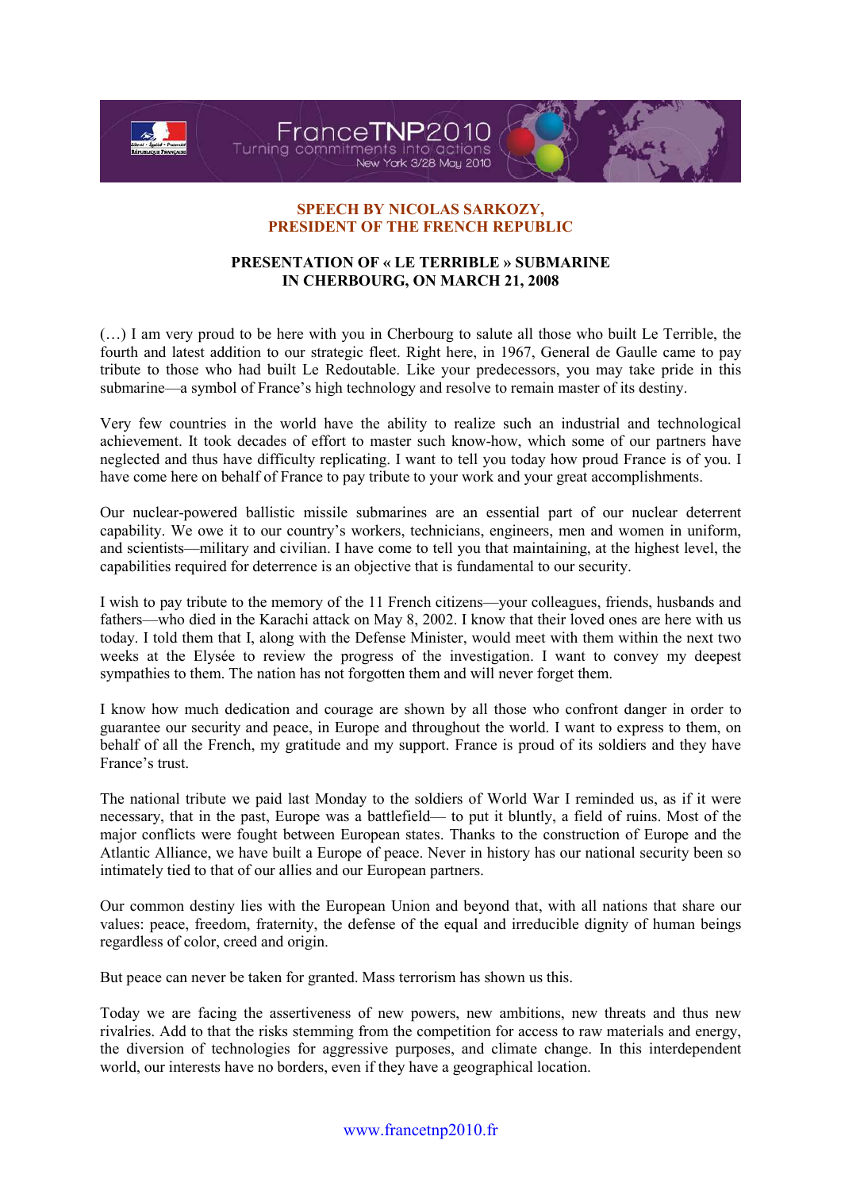## SPEECH BY NICOLAS SARKOZY, PRESIDENT OF THE FRENCH REPUBLIC

### PRESENTATION OF « LE TERRIBLE » SUBMARINE IN CHERBOURG, ON MARCH 21, 2008

(…) I am very proud to be here with you in Cherbourg to salute all those who built Le Terrible, the fourth and latest addition to our strategic fleet. Right here, in 1967, General de Gaulle came to pay tribute to those who had built Le Redoutable. Like your predecessors, you may take pride in this submarine—a symbol of France's high technology and resolve to remain master of its destiny.

Very few countries in the world have the ability to realize such an industrial and technological achievement. It took decades of effort to master such know-how, which some of our partners have neglected and thus have difficulty replicating. I want to tell you today how proud France is of you. I have come here on behalf of France to pay tribute to your work and your great accomplishments.

Our nuclear-powered ballistic missile submarines are an essential part of our nuclear deterrent capability. We owe it to our country's workers, technicians, engineers, men and women in uniform, and scientists—military and civilian. I have come to tell you that maintaining, at the highest level, the capabilities required for deterrence is an objective that is fundamental to our security.

I wish to pay tribute to the memory of the 11 French citizens—your colleagues, friends, husbands and fathers—who died in the Karachi attack on May 8, 2002. I know that their loved ones are here with us today. I told them that I, along with the Defense Minister, would meet with them within the next two weeks at the Elysée to review the progress of the investigation. I want to convey my deepest sympathies to them. The nation has not forgotten them and will never forget them.

I know how much dedication and courage are shown by all those who confront danger in order to guarantee our security and peace, in Europe and throughout the world. I want to express to them, on behalf of all the French, my gratitude and my support. France is proud of its soldiers and they have France's trust.

The national tribute we paid last Monday to the soldiers of World War I reminded us, as if it were necessary, that in the past, Europe was a battlefield— to put it bluntly, a field of ruins. Most of the major conflicts were fought between European states. Thanks to the construction of Europe and the Atlantic Alliance, we have built a Europe of peace. Never in history has our national security been so intimately tied to that of our allies and our European partners.

Our common destiny lies with the European Union and beyond that, with all nations that share our values: peace, freedom, fraternity, the defense of the equal and irreducible dignity of human beings regardless of color, creed and origin.

But peace can never be taken for granted. Mass terrorism has shown us this.

Today we are facing the assertiveness of new powers, new ambitions, new threats and thus new rivalries. Add to that the risks stemming from the competition for access to raw materials and energy, the diversion of technologies for aggressive purposes, and climate change. In this interdependent world, our interests have no borders, even if they have a geographical location.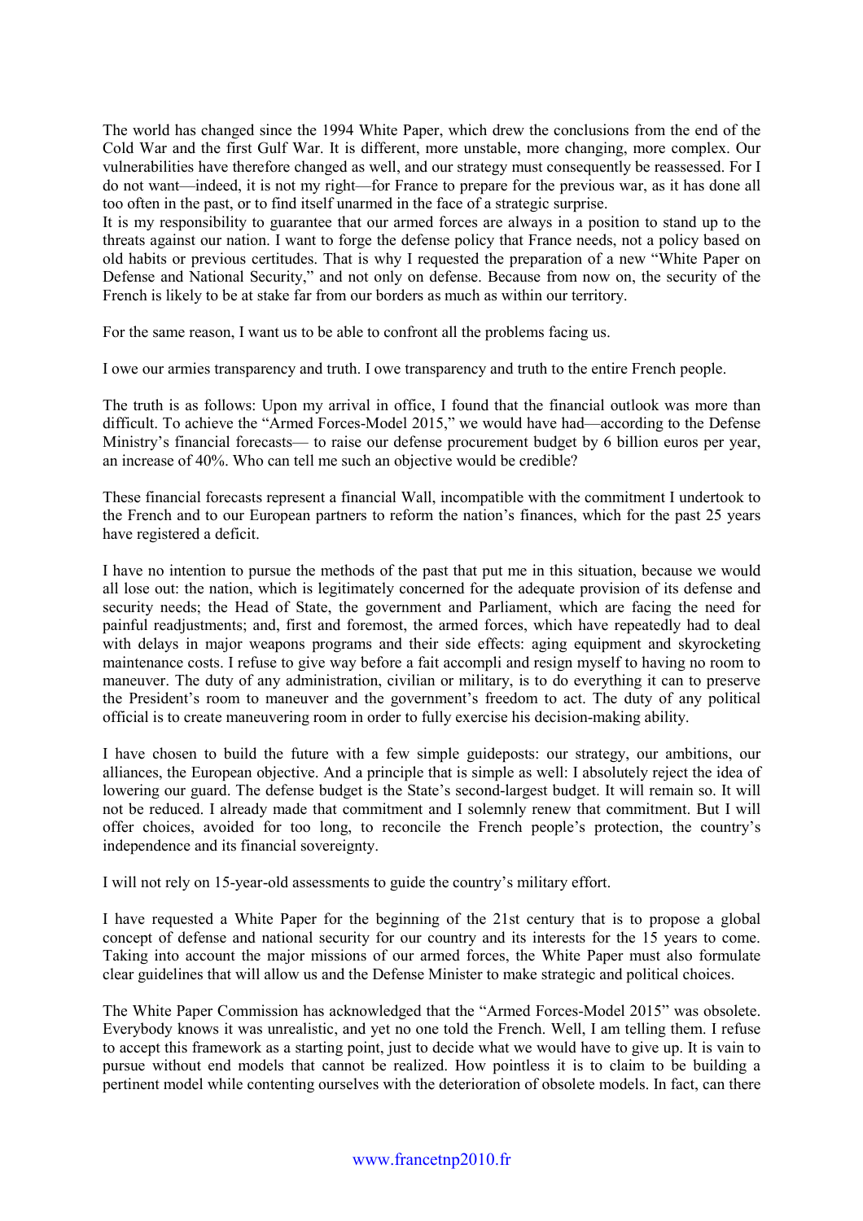The world has changed since the 1994 White Paper, which drew the conclusions from the end of the Cold War and the first Gulf War. It is different, more unstable, more changing, more complex. Our vulnerabilities have therefore changed as well, and our strategy must consequently be reassessed. For I do not want—indeed, it is not my right—for France to prepare for the previous war, as it has done all too often in the past, or to find itself unarmed in the face of a strategic surprise.

It is my responsibility to guarantee that our armed forces are always in a position to stand up to the threats against our nation. I want to forge the defense policy that France needs, not a policy based on old habits or previous certitudes. That is why I requested the preparation of a new "White Paper on Defense and National Security," and not only on defense. Because from now on, the security of the French is likely to be at stake far from our borders as much as within our territory.

For the same reason, I want us to be able to confront all the problems facing us.

I owe our armies transparency and truth. I owe transparency and truth to the entire French people.

The truth is as follows: Upon my arrival in office, I found that the financial outlook was more than difficult. To achieve the "Armed Forces-Model 2015," we would have had—according to the Defense Ministry's financial forecasts— to raise our defense procurement budget by 6 billion euros per year, an increase of 40%. Who can tell me such an objective would be credible?

These financial forecasts represent a financial Wall, incompatible with the commitment I undertook to the French and to our European partners to reform the nation's finances, which for the past 25 years have registered a deficit.

I have no intention to pursue the methods of the past that put me in this situation, because we would all lose out: the nation, which is legitimately concerned for the adequate provision of its defense and security needs; the Head of State, the government and Parliament, which are facing the need for painful readjustments; and, first and foremost, the armed forces, which have repeatedly had to deal with delays in major weapons programs and their side effects: aging equipment and skyrocketing maintenance costs. I refuse to give way before a fait accompli and resign myself to having no room to maneuver. The duty of any administration, civilian or military, is to do everything it can to preserve the President's room to maneuver and the government's freedom to act. The duty of any political official is to create maneuvering room in order to fully exercise his decision-making ability.

I have chosen to build the future with a few simple guideposts: our strategy, our ambitions, our alliances, the European objective. And a principle that is simple as well: I absolutely reject the idea of lowering our guard. The defense budget is the State's second-largest budget. It will remain so. It will not be reduced. I already made that commitment and I solemnly renew that commitment. But I will offer choices, avoided for too long, to reconcile the French people's protection, the country's independence and its financial sovereignty.

I will not rely on 15-year-old assessments to guide the country's military effort.

I have requested a White Paper for the beginning of the 21st century that is to propose a global concept of defense and national security for our country and its interests for the 15 years to come. Taking into account the major missions of our armed forces, the White Paper must also formulate clear guidelines that will allow us and the Defense Minister to make strategic and political choices.

The White Paper Commission has acknowledged that the "Armed Forces-Model 2015" was obsolete. Everybody knows it was unrealistic, and yet no one told the French. Well, I am telling them. I refuse to accept this framework as a starting point, just to decide what we would have to give up. It is vain to pursue without end models that cannot be realized. How pointless it is to claim to be building a pertinent model while contenting ourselves with the deterioration of obsolete models. In fact, can there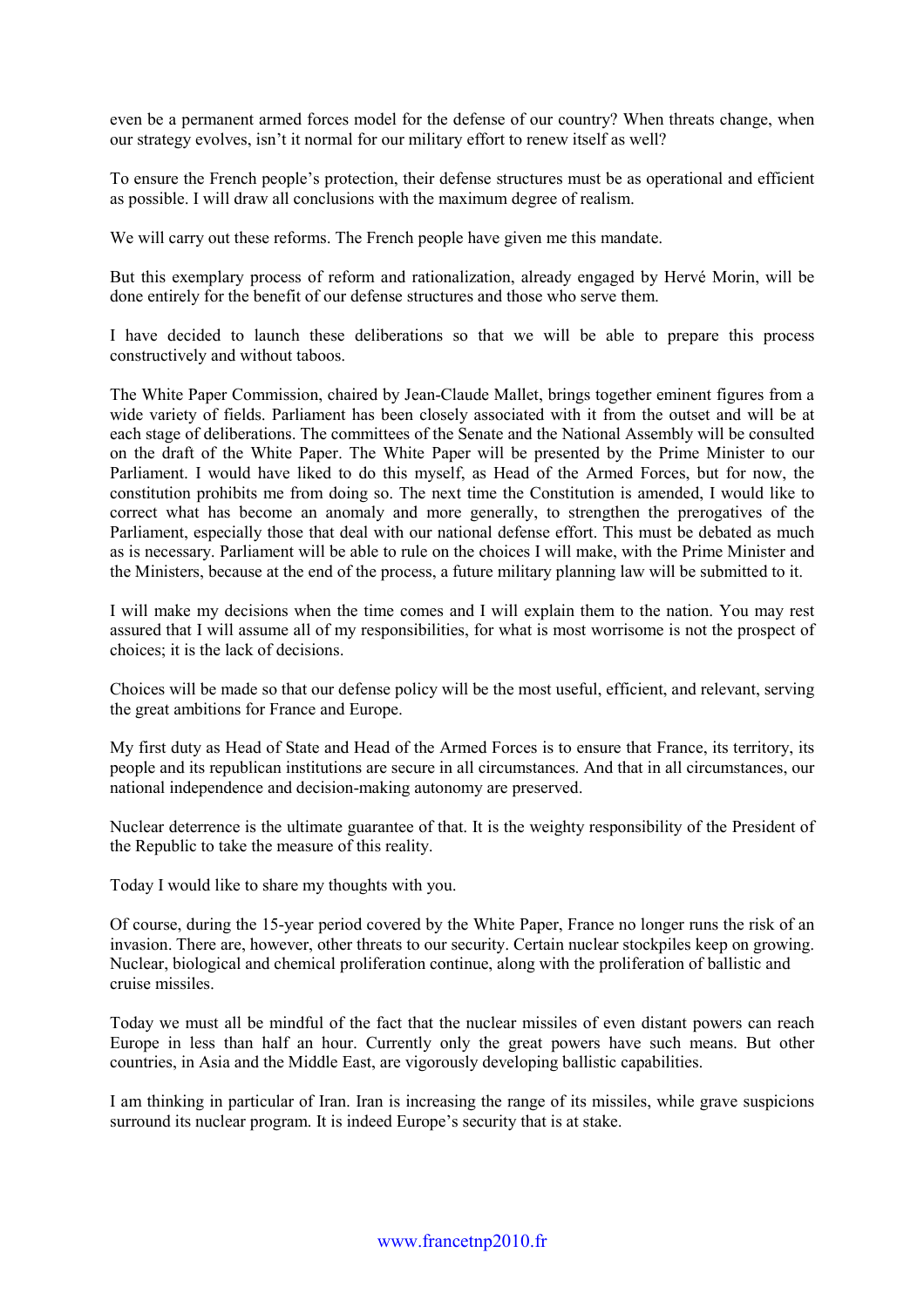even be a permanent armed forces model for the defense of our country? When threats change, when our strategy evolves, isn't it normal for our military effort to renew itself as well?

To ensure the French people's protection, their defense structures must be as operational and efficient as possible. I will draw all conclusions with the maximum degree of realism.

We will carry out these reforms. The French people have given me this mandate.

But this exemplary process of reform and rationalization, already engaged by Hervé Morin, will be done entirely for the benefit of our defense structures and those who serve them.

I have decided to launch these deliberations so that we will be able to prepare this process constructively and without taboos.

The White Paper Commission, chaired by Jean-Claude Mallet, brings together eminent figures from a wide variety of fields. Parliament has been closely associated with it from the outset and will be at each stage of deliberations. The committees of the Senate and the National Assembly will be consulted on the draft of the White Paper. The White Paper will be presented by the Prime Minister to our Parliament. I would have liked to do this myself, as Head of the Armed Forces, but for now, the constitution prohibits me from doing so. The next time the Constitution is amended, I would like to correct what has become an anomaly and more generally, to strengthen the prerogatives of the Parliament, especially those that deal with our national defense effort. This must be debated as much as is necessary. Parliament will be able to rule on the choices I will make, with the Prime Minister and the Ministers, because at the end of the process, a future military planning law will be submitted to it.

I will make my decisions when the time comes and I will explain them to the nation. You may rest assured that I will assume all of my responsibilities, for what is most worrisome is not the prospect of choices; it is the lack of decisions.

Choices will be made so that our defense policy will be the most useful, efficient, and relevant, serving the great ambitions for France and Europe.

My first duty as Head of State and Head of the Armed Forces is to ensure that France, its territory, its people and its republican institutions are secure in all circumstances. And that in all circumstances, our national independence and decision-making autonomy are preserved.

Nuclear deterrence is the ultimate guarantee of that. It is the weighty responsibility of the President of the Republic to take the measure of this reality.

Today I would like to share my thoughts with you.

Of course, during the 15-year period covered by the White Paper, France no longer runs the risk of an invasion. There are, however, other threats to our security. Certain nuclear stockpiles keep on growing. Nuclear, biological and chemical proliferation continue, along with the proliferation of ballistic and cruise missiles.

Today we must all be mindful of the fact that the nuclear missiles of even distant powers can reach Europe in less than half an hour. Currently only the great powers have such means. But other countries, in Asia and the Middle East, are vigorously developing ballistic capabilities.

I am thinking in particular of Iran. Iran is increasing the range of its missiles, while grave suspicions surround its nuclear program. It is indeed Europe's security that is at stake.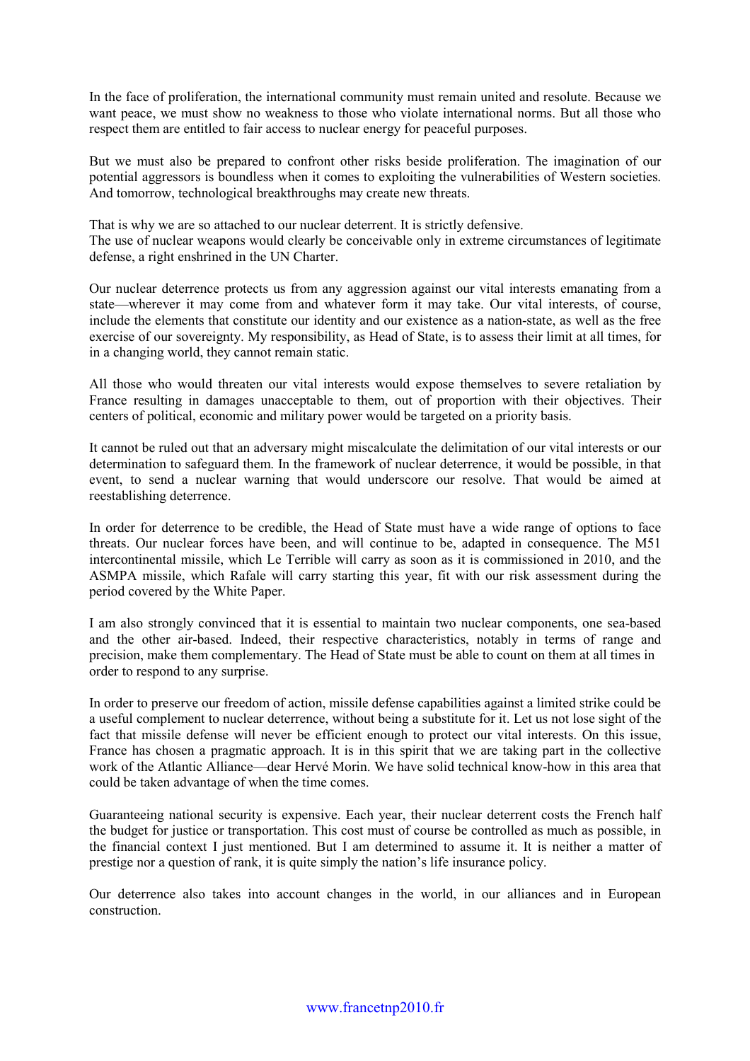In the face of proliferation, the international community must remain united and resolute. Because we want peace, we must show no weakness to those who violate international norms. But all those who respect them are entitled to fair access to nuclear energy for peaceful purposes.

But we must also be prepared to confront other risks beside proliferation. The imagination of our potential aggressors is boundless when it comes to exploiting the vulnerabilities of Western societies. And tomorrow, technological breakthroughs may create new threats.

That is why we are so attached to our nuclear deterrent. It is strictly defensive.
The use of nuclear weapons would clearly be conceivable only in extreme circumstances of legitimate defense, a right enshrined in the UN Charter.

Our nuclear deterrence protects us from any aggression against our vital interests emanating from a state—wherever it may come from and whatever form it may take. Our vital interests, of course, include the elements that constitute our identity and our existence as a nation-state, as well as the free exercise of our sovereignty. My responsibility, as Head of State, is to assess their limit at all times, for in a changing world, they cannot remain static.

All those who would threaten our vital interests would expose themselves to severe retaliation by France resulting in damages unacceptable to them, out of proportion with their objectives. Their centers of political, economic and military power would be targeted on a priority basis.

It cannot be ruled out that an adversary might miscalculate the delimitation of our vital interests or our determination to safeguard them. In the framework of nuclear deterrence, it would be possible, in that event, to send a nuclear warning that would underscore our resolve. That would be aimed at reestablishing deterrence.

In order for deterrence to be credible, the Head of State must have a wide range of options to face threats. Our nuclear forces have been, and will continue to be, adapted in consequence. The M51 intercontinental missile, which Le Terrible will carry as soon as it is commissioned in 2010, and the ASMPA missile, which Rafale will carry starting this year, fit with our risk assessment during the period covered by the White Paper.

I am also strongly convinced that it is essential to maintain two nuclear components, one sea-based and the other air-based. Indeed, their respective characteristics, notably in terms of range and precision, make them complementary. The Head of State must be able to count on them at all times in order to respond to any surprise.

In order to preserve our freedom of action, missile defense capabilities against a limited strike could be a useful complement to nuclear deterrence, without being a substitute for it. Let us not lose sight of the fact that missile defense will never be efficient enough to protect our vital interests. On this issue, France has chosen a pragmatic approach. It is in this spirit that we are taking part in the collective work of the Atlantic Alliance—dear Hervé Morin. We have solid technical know-how in this area that could be taken advantage of when the time comes.

Guaranteeing national security is expensive. Each year, their nuclear deterrent costs the French half the budget for justice or transportation. This cost must of course be controlled as much as possible, in the financial context I just mentioned. But I am determined to assume it. It is neither a matter of prestige nor a question of rank, it is quite simply the nation's life insurance policy.

Our deterrence also takes into account changes in the world, in our alliances and in European construction.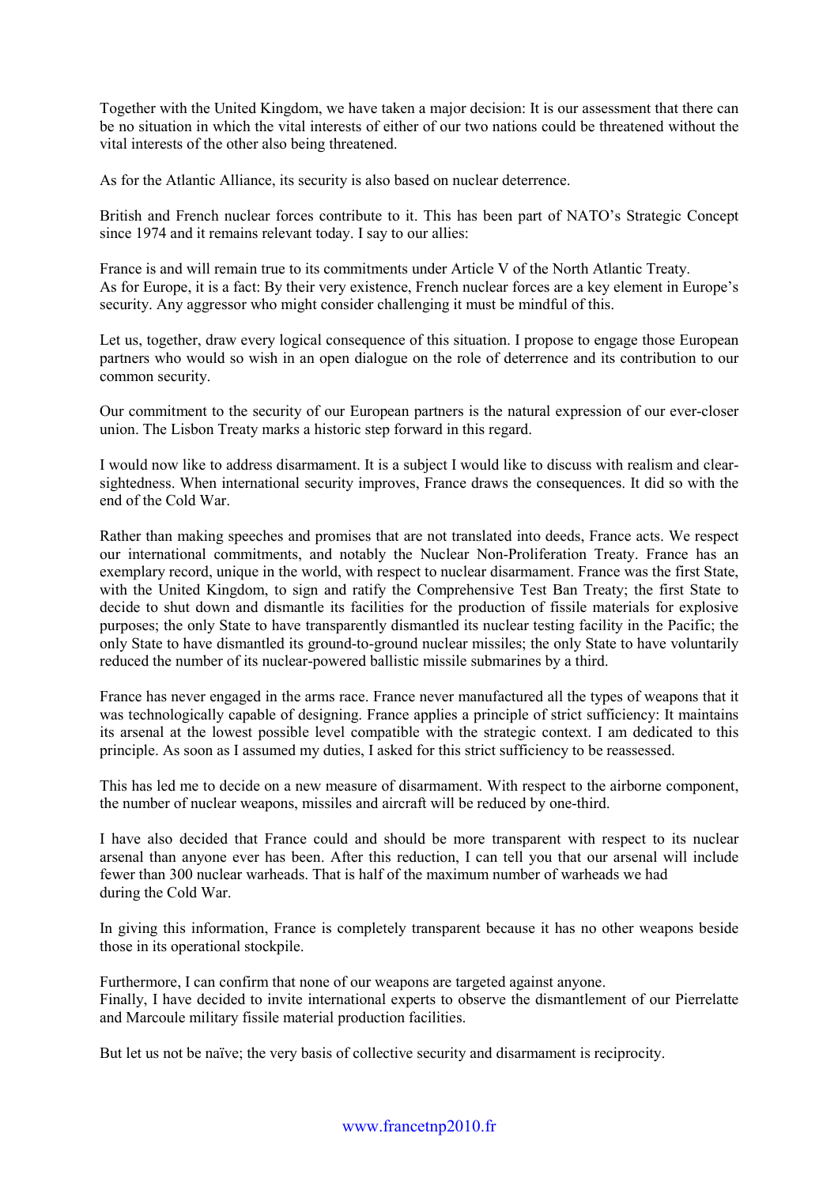Together with the United Kingdom, we have taken a major decision: It is our assessment that there can be no situation in which the vital interests of either of our two nations could be threatened without the vital interests of the other also being threatened.

As for the Atlantic Alliance, its security is also based on nuclear deterrence.

British and French nuclear forces contribute to it. This has been part of NATO's Strategic Concept since 1974 and it remains relevant today. I say to our allies:

France is and will remain true to its commitments under Article V of the North Atlantic Treaty.
As for Europe, it is a fact: By their very existence, French nuclear forces are a key element in Europe's security. Any aggressor who might consider challenging it must be mindful of this.

Let us, together, draw every logical consequence of this situation. I propose to engage those European partners who would so wish in an open dialogue on the role of deterrence and its contribution to our common security.

Our commitment to the security of our European partners is the natural expression of our ever-closer union. The Lisbon Treaty marks a historic step forward in this regard.

I would now like to address disarmament. It is a subject I would like to discuss with realism and clear-sightedness. When international security improves, France draws the consequences. It did so with the end of the Cold War.

Rather than making speeches and promises that are not translated into deeds, France acts. We respect our international commitments, and notably the Nuclear Non-Proliferation Treaty. France has an exemplary record, unique in the world, with respect to nuclear disarmament. France was the first State, with the United Kingdom, to sign and ratify the Comprehensive Test Ban Treaty; the first State to decide to shut down and dismantle its facilities for the production of fissile materials for explosive purposes; the only State to have transparently dismantled its nuclear testing facility in the Pacific; the only State to have dismantled its ground-to-ground nuclear missiles; the only State to have voluntarily reduced the number of its nuclear-powered ballistic missile submarines by a third.

France has never engaged in the arms race. France never manufactured all the types of weapons that it was technologically capable of designing. France applies a principle of strict sufficiency: It maintains its arsenal at the lowest possible level compatible with the strategic context. I am dedicated to this principle. As soon as I assumed my duties, I asked for this strict sufficiency to be reassessed.

This has led me to decide on a new measure of disarmament. With respect to the airborne component, the number of nuclear weapons, missiles and aircraft will be reduced by one-third.

I have also decided that France could and should be more transparent with respect to its nuclear arsenal than anyone ever has been. After this reduction, I can tell you that our arsenal will include fewer than 300 nuclear warheads. That is half of the maximum number of warheads we had during the Cold War.

In giving this information, France is completely transparent because it has no other weapons beside those in its operational stockpile.

Furthermore, I can confirm that none of our weapons are targeted against anyone.
Finally, I have decided to invite international experts to observe the dismantlement of our Pierrelatte and Marcoule military fissile material production facilities.

But let us not be naïve; the very basis of collective security and disarmament is reciprocity.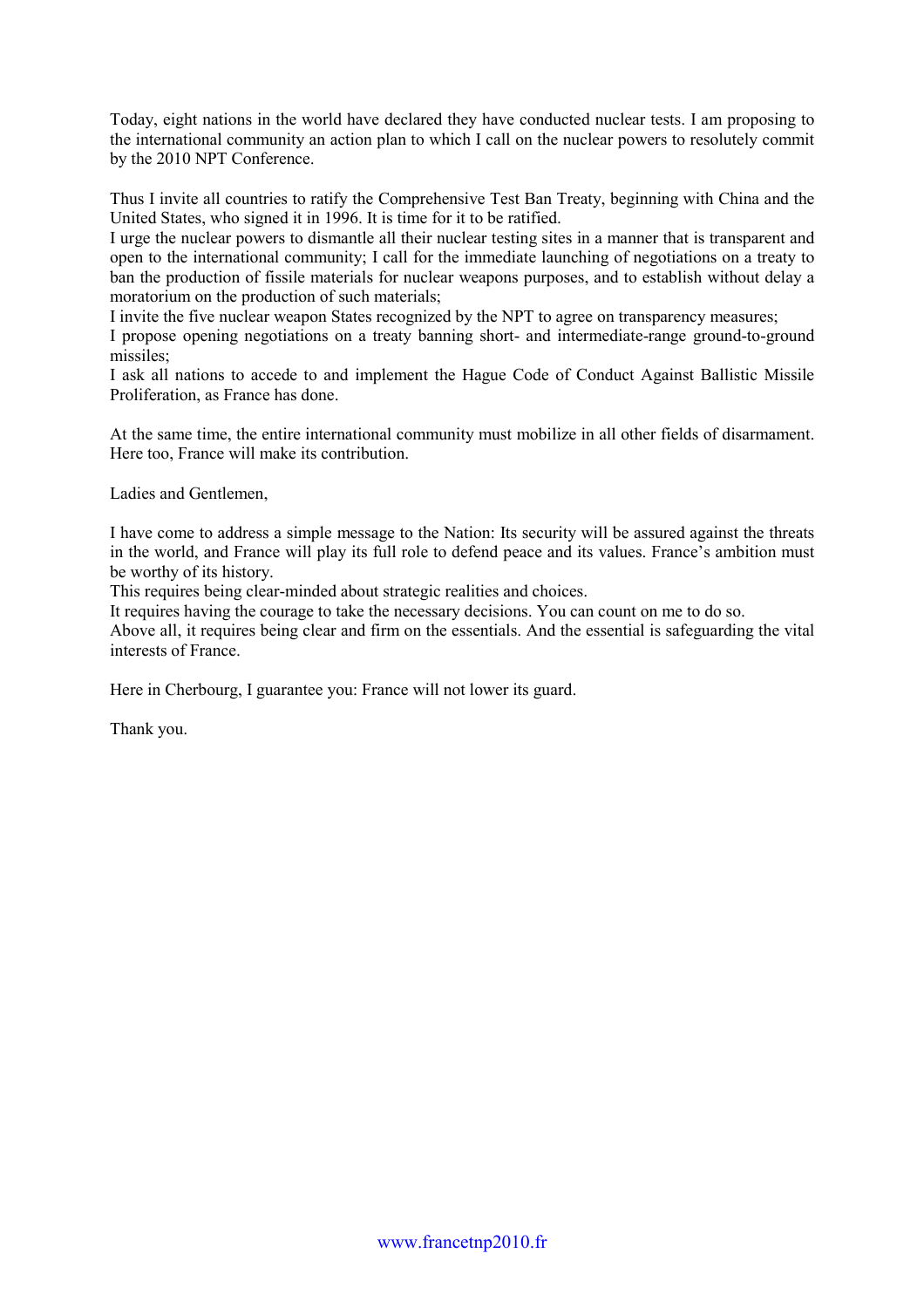Today, eight nations in the world have declared they have conducted nuclear tests. I am proposing to the international community an action plan to which I call on the nuclear powers to resolutely commit by the 2010 NPT Conference.

Thus I invite all countries to ratify the Comprehensive Test Ban Treaty, beginning with China and the United States, who signed it in 1996. It is time for it to be ratified.
I urge the nuclear powers to dismantle all their nuclear testing sites in a manner that is transparent and open to the international community; I call for the immediate launching of negotiations on a treaty to ban the production of fissile materials for nuclear weapons purposes, and to establish without delay a moratorium on the production of such materials;
I invite the five nuclear weapon States recognized by the NPT to agree on transparency measures;
I propose opening negotiations on a treaty banning short- and intermediate-range ground-to-ground missiles;
I ask all nations to accede to and implement the Hague Code of Conduct Against Ballistic Missile Proliferation, as France has done.

At the same time, the entire international community must mobilize in all other fields of disarmament. Here too, France will make its contribution.

Ladies and Gentlemen,

I have come to address a simple message to the Nation: Its security will be assured against the threats in the world, and France will play its full role to defend peace and its values. France's ambition must be worthy of its history.
This requires being clear-minded about strategic realities and choices.
It requires having the courage to take the necessary decisions. You can count on me to do so.
Above all, it requires being clear and firm on the essentials. And the essential is safeguarding the vital interests of France.

Here in Cherbourg, I guarantee you: France will not lower its guard.

Thank you.